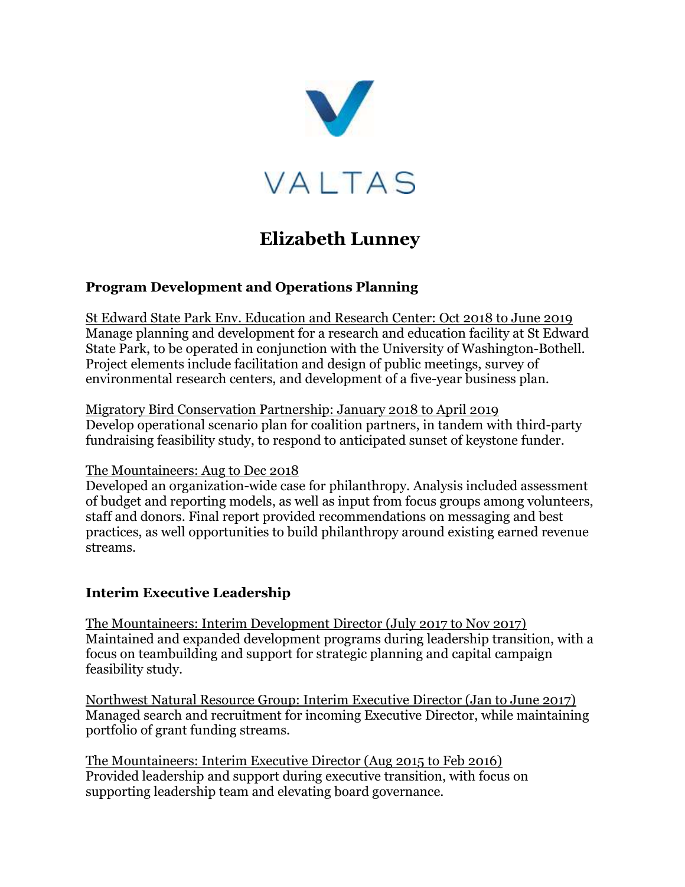VALTAS

# Elizabeth Lunney

## Program Development and Operations Planning

St Edward State Park Env. Education and Research Center: Oct 2018 to June 2019
Manage planning and development for a research and education facility at St Edward State Park, to be operated in conjunction with the University of Washington-Bothell. Project elements include facilitation and design of public meetings, survey of environmental research centers, and development of a five-year business plan.

Migratory Bird Conservation Partnership: January 2018 to April 2019
Develop operational scenario plan for coalition partners, in tandem with third-party fundraising feasibility study, to respond to anticipated sunset of keystone funder.

The Mountaineers: Aug to Dec 2018
Developed an organization-wide case for philanthropy. Analysis included assessment of budget and reporting models, as well as input from focus groups among volunteers, staff and donors. Final report provided recommendations on messaging and best practices, as well opportunities to build philanthropy around existing earned revenue streams.

## Interim Executive Leadership

The Mountaineers: Interim Development Director (July 2017 to Nov 2017)
Maintained and expanded development programs during leadership transition, with a focus on teambuilding and support for strategic planning and capital campaign feasibility study.

Northwest Natural Resource Group: Interim Executive Director (Jan to June 2017)
Managed search and recruitment for incoming Executive Director, while maintaining portfolio of grant funding streams.

The Mountaineers: Interim Executive Director (Aug 2015 to Feb 2016)
Provided leadership and support during executive transition, with focus on supporting leadership team and elevating board governance.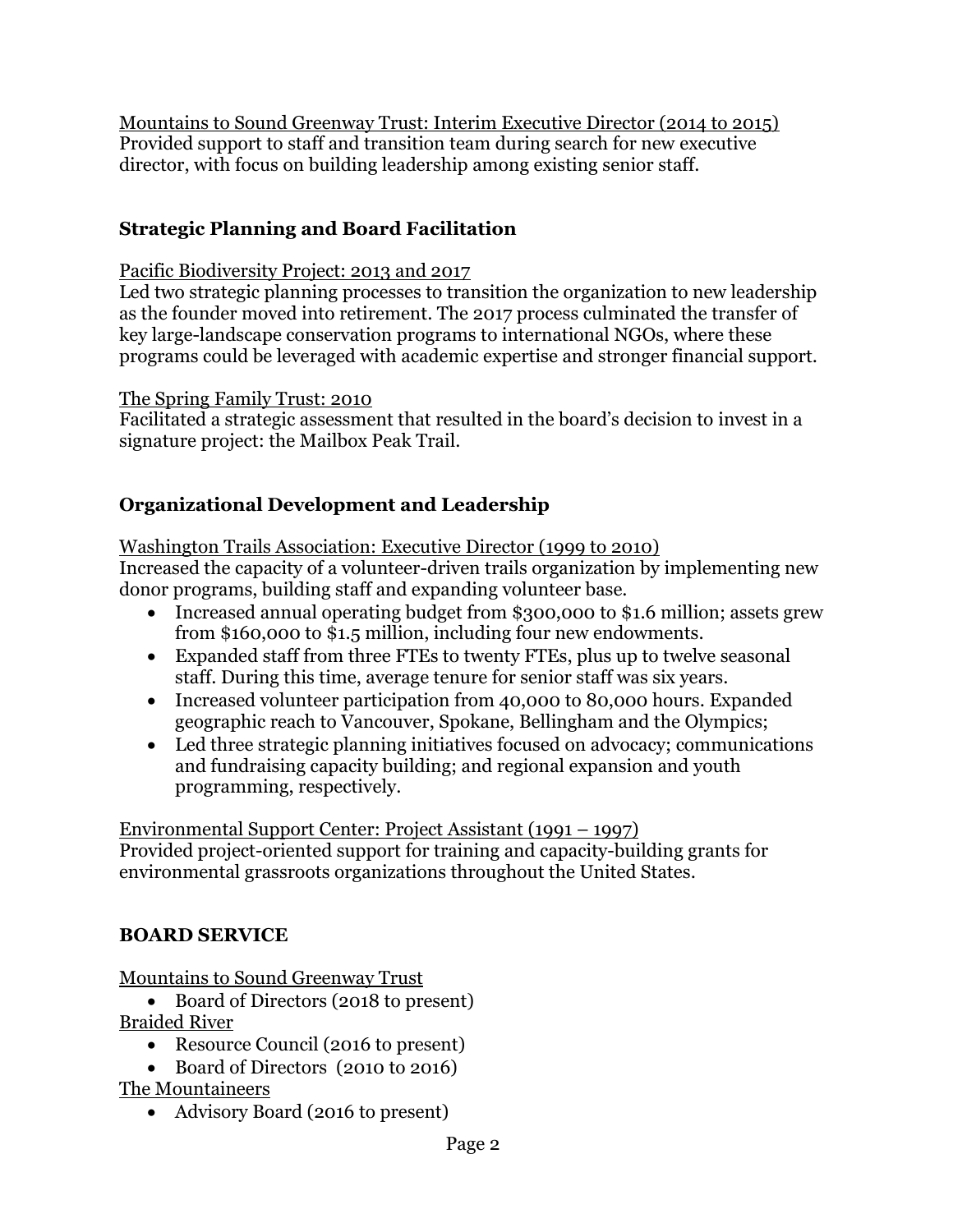Mountains to Sound Greenway Trust: Interim Executive Director (2014 to 2015)
Provided support to staff and transition team during search for new executive director, with focus on building leadership among existing senior staff.

### Strategic Planning and Board Facilitation

Pacific Biodiversity Project: 2013 and 2017
Led two strategic planning processes to transition the organization to new leadership as the founder moved into retirement. The 2017 process culminated the transfer of key large-landscape conservation programs to international NGOs, where these programs could be leveraged with academic expertise and stronger financial support.

The Spring Family Trust: 2010
Facilitated a strategic assessment that resulted in the board's decision to invest in a signature project: the Mailbox Peak Trail.

### Organizational Development and Leadership

Washington Trails Association: Executive Director (1999 to 2010)
Increased the capacity of a volunteer-driven trails organization by implementing new donor programs, building staff and expanding volunteer base.

- Increased annual operating budget from $300,000 to $1.6 million; assets grew from $160,000 to $1.5 million, including four new endowments.
- Expanded staff from three FTEs to twenty FTEs, plus up to twelve seasonal staff. During this time, average tenure for senior staff was six years.
- Increased volunteer participation from 40,000 to 80,000 hours. Expanded geographic reach to Vancouver, Spokane, Bellingham and the Olympics;
- Led three strategic planning initiatives focused on advocacy; communications and fundraising capacity building; and regional expansion and youth programming, respectively.

Environmental Support Center: Project Assistant (1991 – 1997)
Provided project-oriented support for training and capacity-building grants for environmental grassroots organizations throughout the United States.

## BOARD SERVICE

Mountains to Sound Greenway Trust
- Board of Directors (2018 to present)

Braided River
- Resource Council (2016 to present)
- Board of Directors (2010 to 2016)

The Mountaineers
- Advisory Board (2016 to present)